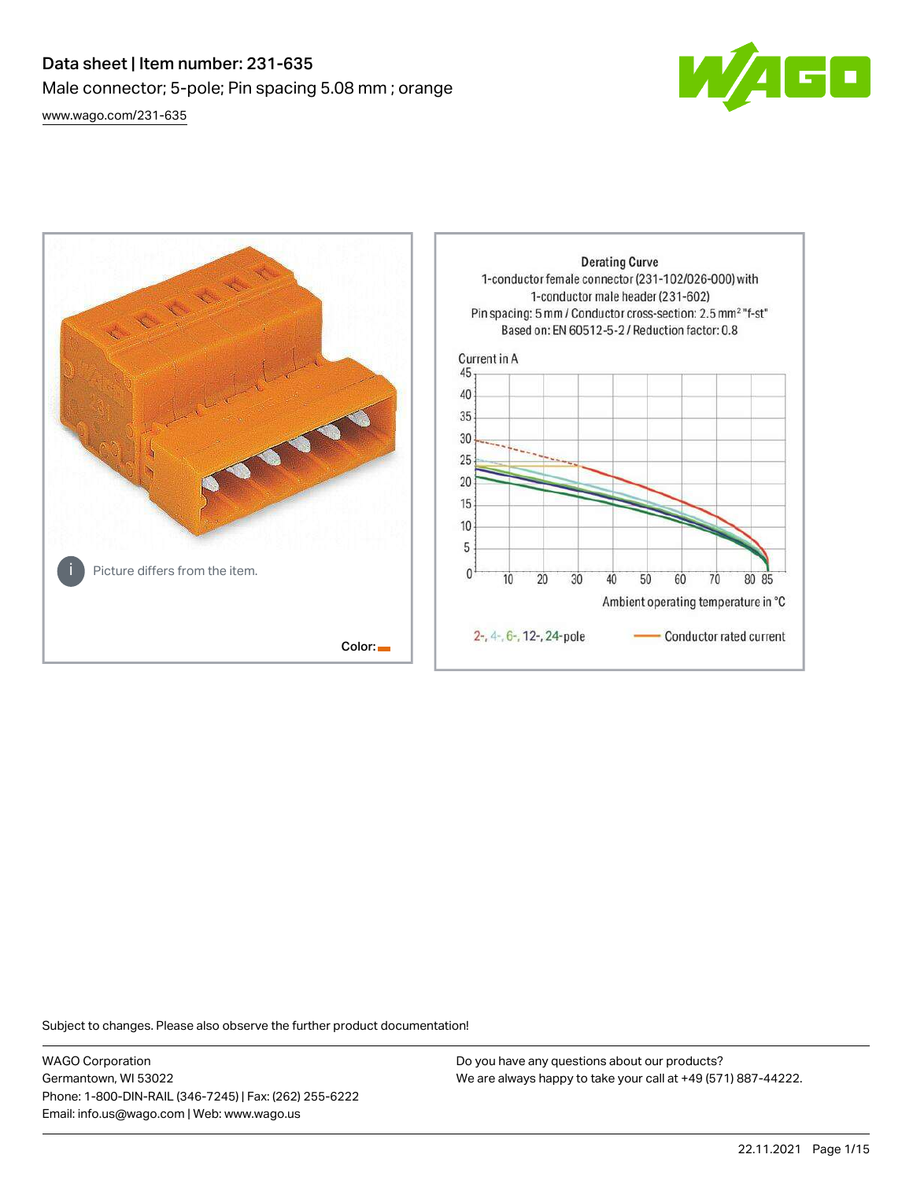# Data sheet | Item number: 231-635

Male connector; 5-pole; Pin spacing 5.08 mm ; orange

www.wago.com/231-635

Picture differs from the item.

Color:

Derating Curve
1-conductor female connector (231-102/026-000) with
1-conductor male header (231-602)
Pin spacing: 5 mm / Conductor cross-section: 2.5 mm² "f-st"
Based on: EN 60512-5-2 / Reduction factor: 0.8

Current in A

Ambient operating temperature in °C

2-, 4-, 6-, 12-, 24-pole — Conductor rated current

Subject to changes. Please also observe the further product documentation!

WAGO Corporation
Germantown, WI 53022
Phone: 1-800-DIN-RAIL (346-7245) | Fax: (262) 255-6222
Email: info.us@wago.com | Web: www.wago.us

Do you have any questions about our products?
We are always happy to take your call at +49 (571) 887-44222.

22.11.2021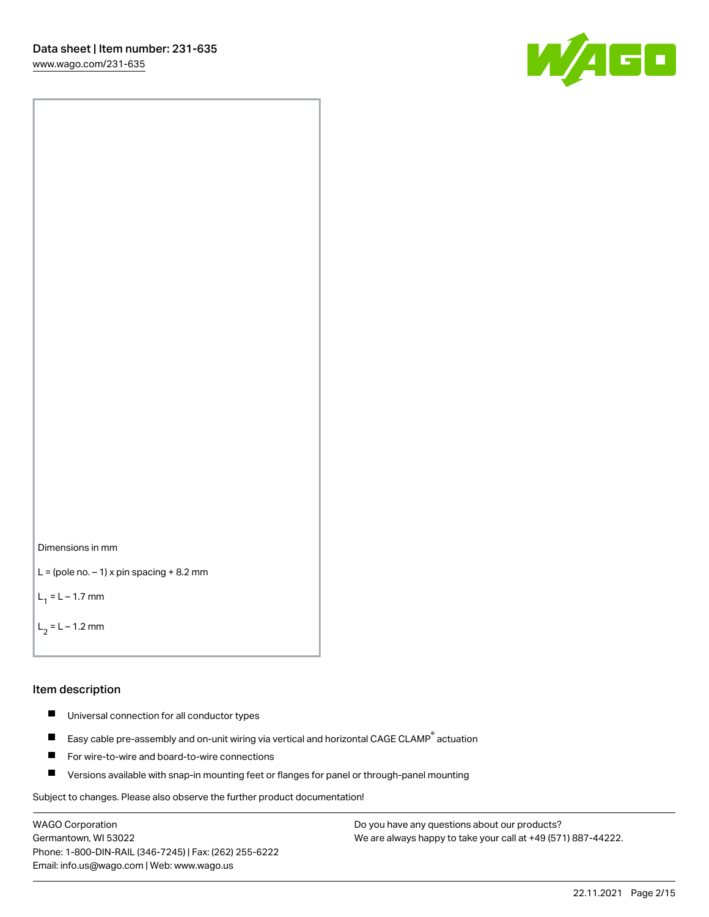Dimensions in mm

L = (pole no. − 1) x pin spacing + 8.2 mm

$L_1$ = L − 1.7 mm

$L_2$ = L − 1.2 mm

## Item description

- Universal connection for all conductor types
- Easy cable pre-assembly and on-unit wiring via vertical and horizontal CAGE CLAMP® actuation
- For wire-to-wire and board-to-wire connections
- Versions available with snap-in mounting feet or flanges for panel or through-panel mounting

Subject to changes. Please also observe the further product documentation!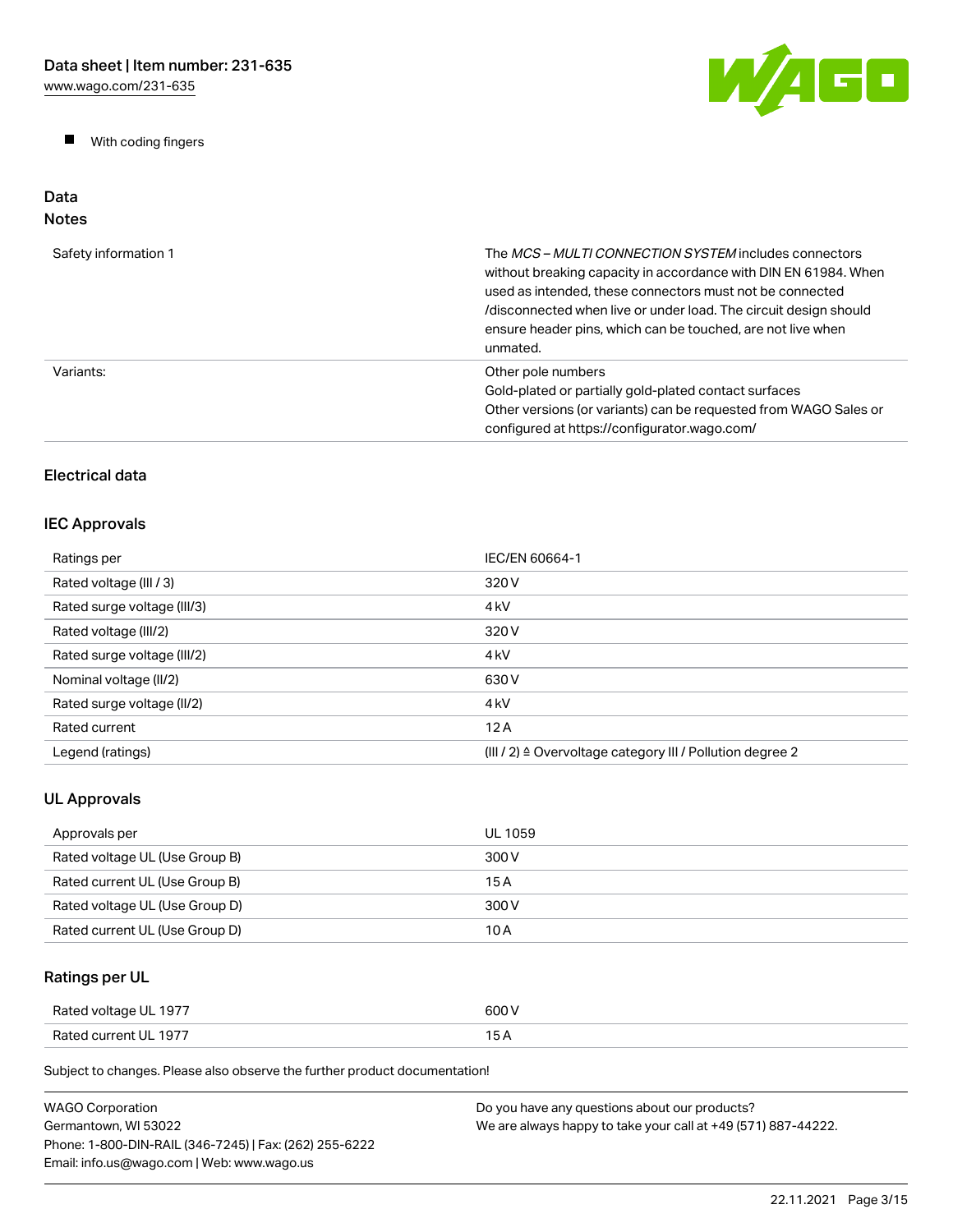- With coding fingers

## Data

### Notes

| | |
|---|---|
| Safety information 1 | The *MCS – MULTI CONNECTION SYSTEM* includes connectors without breaking capacity in accordance with DIN EN 61984. When used as intended, these connectors must not be connected /disconnected when live or under load. The circuit design should ensure header pins, which can be touched, are not live when unmated. |
| Variants: | Other pole numbers<br>Gold-plated or partially gold-plated contact surfaces<br>Other versions (or variants) can be requested from WAGO Sales or configured at https://configurator.wago.com/ |

### Electrical data

### IEC Approvals

| | |
|---|---|
| Ratings per | IEC/EN 60664-1 |
| Rated voltage (III / 3) | 320 V |
| Rated surge voltage (III/3) | 4 kV |
| Rated voltage (III/2) | 320 V |
| Rated surge voltage (III/2) | 4 kV |
| Nominal voltage (II/2) | 630 V |
| Rated surge voltage (II/2) | 4 kV |
| Rated current | 12 A |
| Legend (ratings) | (III / 2) ≙ Overvoltage category III / Pollution degree 2 |

### UL Approvals

| | |
|---|---|
| Approvals per | UL 1059 |
| Rated voltage UL (Use Group B) | 300 V |
| Rated current UL (Use Group B) | 15 A |
| Rated voltage UL (Use Group D) | 300 V |
| Rated current UL (Use Group D) | 10 A |

### Ratings per UL

| | |
|---|---|
| Rated voltage UL 1977 | 600 V |
| Rated current UL 1977 | 15 A |

Subject to changes. Please also observe the further product documentation!

WAGO Corporation
Germantown, WI 53022
Phone: 1-800-DIN-RAIL (346-7245) | Fax: (262) 255-6222
Email: info.us@wago.com | Web: www.wago.us

Do you have any questions about our products?
We are always happy to take your call at +49 (571) 887-44222.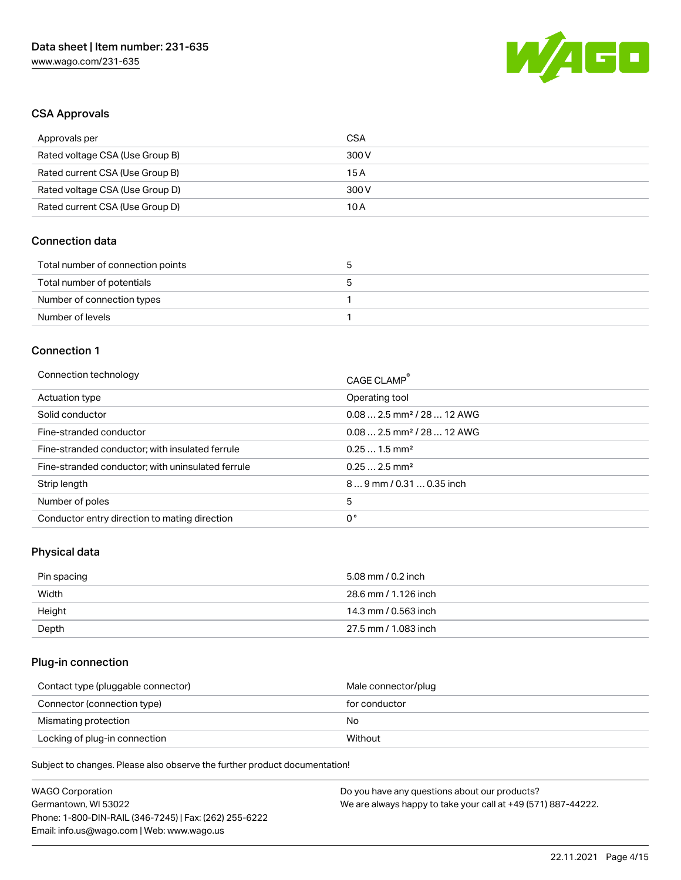## CSA Approvals

| Approvals per | CSA |
|---|---|
| Rated voltage CSA (Use Group B) | 300 V |
| Rated current CSA (Use Group B) | 15 A |
| Rated voltage CSA (Use Group D) | 300 V |
| Rated current CSA (Use Group D) | 10 A |

## Connection data

| Total number of connection points | 5 |
|---|---|
| Total number of potentials | 5 |
| Number of connection types | 1 |
| Number of levels | 1 |

## Connection 1

| Connection technology | CAGE CLAMP® |
|---|---|
| Actuation type | Operating tool |
| Solid conductor | 0.08 … 2.5 mm² / 28 … 12 AWG |
| Fine-stranded conductor | 0.08 … 2.5 mm² / 28 … 12 AWG |
| Fine-stranded conductor; with insulated ferrule | 0.25 … 1.5 mm² |
| Fine-stranded conductor; with uninsulated ferrule | 0.25 … 2.5 mm² |
| Strip length | 8 … 9 mm / 0.31 … 0.35 inch |
| Number of poles | 5 |
| Conductor entry direction to mating direction | 0 ° |

## Physical data

| Pin spacing | 5.08 mm / 0.2 inch |
|---|---|
| Width | 28.6 mm / 1.126 inch |
| Height | 14.3 mm / 0.563 inch |
| Depth | 27.5 mm / 1.083 inch |

## Plug-in connection

| Contact type (pluggable connector) | Male connector/plug |
|---|---|
| Connector (connection type) | for conductor |
| Mismatching protection | No |
| Locking of plug-in connection | Without |

Subject to changes. Please also observe the further product documentation!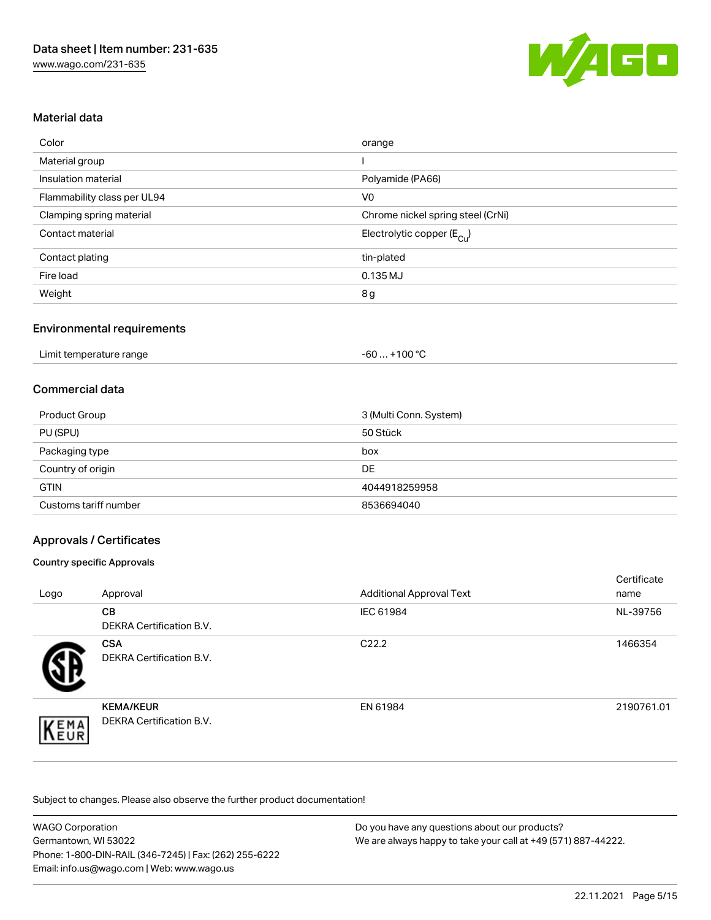## Material data

| Color | orange |
| --- | --- |
| Material group | I |
| Insulation material | Polyamide (PA66) |
| Flammability class per UL94 | V0 |
| Clamping spring material | Chrome nickel spring steel (CrNi) |
| Contact material | Electrolytic copper ($E_{Cu}$) |
| Contact plating | tin-plated |
| Fire load | 0.135 MJ |
| Weight | 8 g |

## Environmental requirements

| Limit temperature range | -60 … +100 °C |
| --- | --- |

## Commercial data

| Product Group | 3 (Multi Conn. System) |
| --- | --- |
| PU (SPU) | 50 Stück |
| Packaging type | box |
| Country of origin | DE |
| GTIN | 4044918259958 |
| Customs tariff number | 8536694040 |

## Approvals / Certificates

### Country specific Approvals

| Logo | Approval | Additional Approval Text | Certificate name |
| --- | --- | --- | --- |
| | **CB** DEKRA Certification B.V. | IEC 61984 | NL-39756 |
| | **CSA** DEKRA Certification B.V. | C22.2 | 1466354 |
| | **KEMA/KEUR** DEKRA Certification B.V. | EN 61984 | 2190761.01 |

Subject to changes. Please also observe the further product documentation!

WAGO Corporation
Germantown, WI 53022
Phone: 1-800-DIN-RAIL (346-7245) | Fax: (262) 255-6222
Email: info.us@wago.com | Web: www.wago.us

Do you have any questions about our products?
We are always happy to take your call at +49 (571) 887-44222.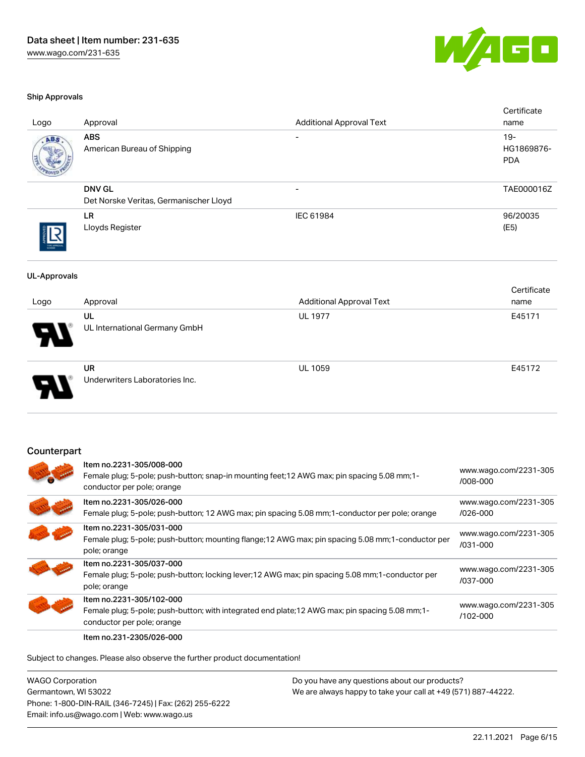### Ship Approvals

| Logo | Approval | Additional Approval Text | Certificate name |
|---|---|---|---|
| | **ABS**<br>American Bureau of Shipping | - | 19-HG1869876-PDA |
| | **DNV GL**<br>Det Norske Veritas, Germanischer Lloyd | - | TAE000016Z |
| | **LR**<br>Lloyds Register | IEC 61984 | 96/20035 (E5) |

### UL-Approvals

| Logo | Approval | Additional Approval Text | Certificate name |
|---|---|---|---|
| | **UL**<br>UL International Germany GmbH | UL 1977 | E45171 |
| | **UR**<br>Underwriters Laboratories Inc. | UL 1059 | E45172 |

## Counterpart

| | Item | Link |
|---|---|---|
| | Item no.2231-305/008-000<br>Female plug; 5-pole; push-button; snap-in mounting feet;12 AWG max; pin spacing 5.08 mm;1-conductor per pole; orange | www.wago.com/2231-305/008-000 |
| | Item no.2231-305/026-000<br>Female plug; 5-pole; push-button; 12 AWG max; pin spacing 5.08 mm;1-conductor per pole; orange | www.wago.com/2231-305/026-000 |
| | Item no.2231-305/031-000<br>Female plug; 5-pole; push-button; mounting flange;12 AWG max; pin spacing 5.08 mm;1-conductor per pole; orange | www.wago.com/2231-305/031-000 |
| | Item no.2231-305/037-000<br>Female plug; 5-pole; push-button; locking lever;12 AWG max; pin spacing 5.08 mm;1-conductor per pole; orange | www.wago.com/2231-305/037-000 |
| | Item no.2231-305/102-000<br>Female plug; 5-pole; push-button; with integrated end plate;12 AWG max; pin spacing 5.08 mm;1-conductor per pole; orange | www.wago.com/2231-305/102-000 |
| | Item no.231-2305/026-000 | |

Subject to changes. Please also observe the further product documentation!

WAGO Corporation
Germantown, WI 53022
Phone: 1-800-DIN-RAIL (346-7245) | Fax: (262) 255-6222
Email: info.us@wago.com | Web: www.wago.us

Do you have any questions about our products?
We are always happy to take your call at +49 (571) 887-44222.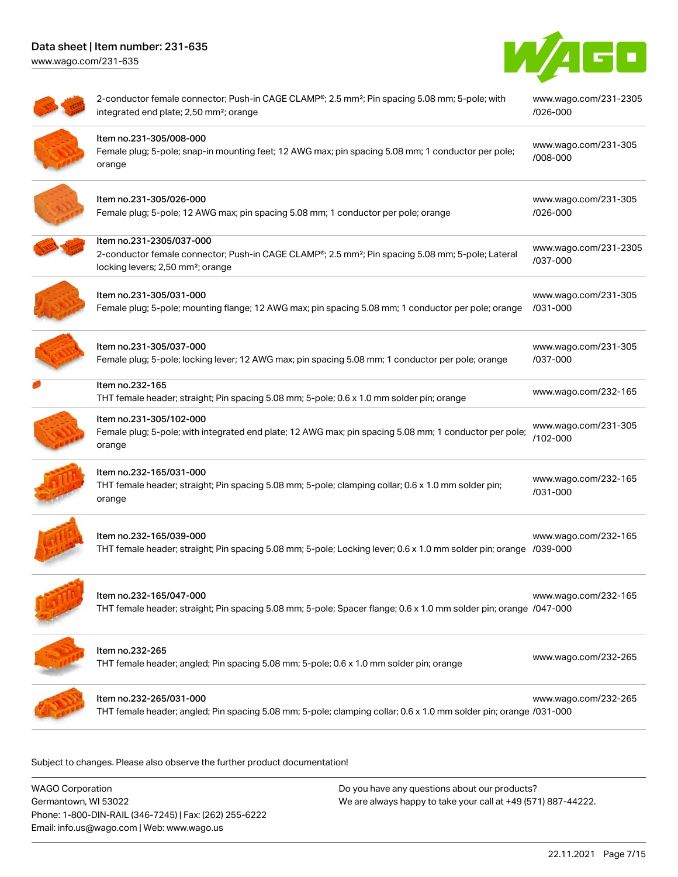| Description | Link |
|---|---|
| 2-conductor female connector; Push-in CAGE CLAMP®; 2.5 mm²; Pin spacing 5.08 mm; 5-pole; with integrated end plate; 2,50 mm²; orange | www.wago.com/231-2305/026-000 |
| **Item no.231-305/008-000**<br>Female plug; 5-pole; snap-in mounting feet; 12 AWG max; pin spacing 5.08 mm; 1 conductor per pole; orange | www.wago.com/231-305/008-000 |
| **Item no.231-305/026-000**<br>Female plug; 5-pole; 12 AWG max; pin spacing 5.08 mm; 1 conductor per pole; orange | www.wago.com/231-305/026-000 |
| **Item no.231-2305/037-000**<br>2-conductor female connector; Push-in CAGE CLAMP®; 2.5 mm²; Pin spacing 5.08 mm; 5-pole; Lateral locking levers; 2,50 mm²; orange | www.wago.com/231-2305/037-000 |
| **Item no.231-305/031-000**<br>Female plug; 5-pole; mounting flange; 12 AWG max; pin spacing 5.08 mm; 1 conductor per pole; orange | www.wago.com/231-305/031-000 |
| **Item no.231-305/037-000**<br>Female plug; 5-pole; locking lever; 12 AWG max; pin spacing 5.08 mm; 1 conductor per pole; orange | www.wago.com/231-305/037-000 |
| **Item no.232-165**<br>THT female header; straight; Pin spacing 5.08 mm; 5-pole; 0.6 x 1.0 mm solder pin; orange | www.wago.com/232-165 |
| **Item no.231-305/102-000**<br>Female plug; 5-pole; with integrated end plate; 12 AWG max; pin spacing 5.08 mm; 1 conductor per pole; orange | www.wago.com/231-305/102-000 |
| **Item no.232-165/031-000**<br>THT female header; straight; Pin spacing 5.08 mm; 5-pole; clamping collar; 0.6 x 1.0 mm solder pin; orange | www.wago.com/232-165/031-000 |
| **Item no.232-165/039-000**<br>THT female header; straight; Pin spacing 5.08 mm; 5-pole; Locking lever; 0.6 x 1.0 mm solder pin; orange | www.wago.com/232-165/039-000 |
| **Item no.232-165/047-000**<br>THT female header; straight; Pin spacing 5.08 mm; 5-pole; Spacer flange; 0.6 x 1.0 mm solder pin; orange | www.wago.com/232-165/047-000 |
| **Item no.232-265**<br>THT female header; angled; Pin spacing 5.08 mm; 5-pole; 0.6 x 1.0 mm solder pin; orange | www.wago.com/232-265 |
| **Item no.232-265/031-000**<br>THT female header; angled; Pin spacing 5.08 mm; 5-pole; clamping collar; 0.6 x 1.0 mm solder pin; orange | www.wago.com/232-265/031-000 |

Subject to changes. Please also observe the further product documentation!

WAGO Corporation
Germantown, WI 53022
Phone: 1-800-DIN-RAIL (346-7245) | Fax: (262) 255-6222
Email: info.us@wago.com | Web: www.wago.us

Do you have any questions about our products?
We are always happy to take your call at +49 (571) 887-44222.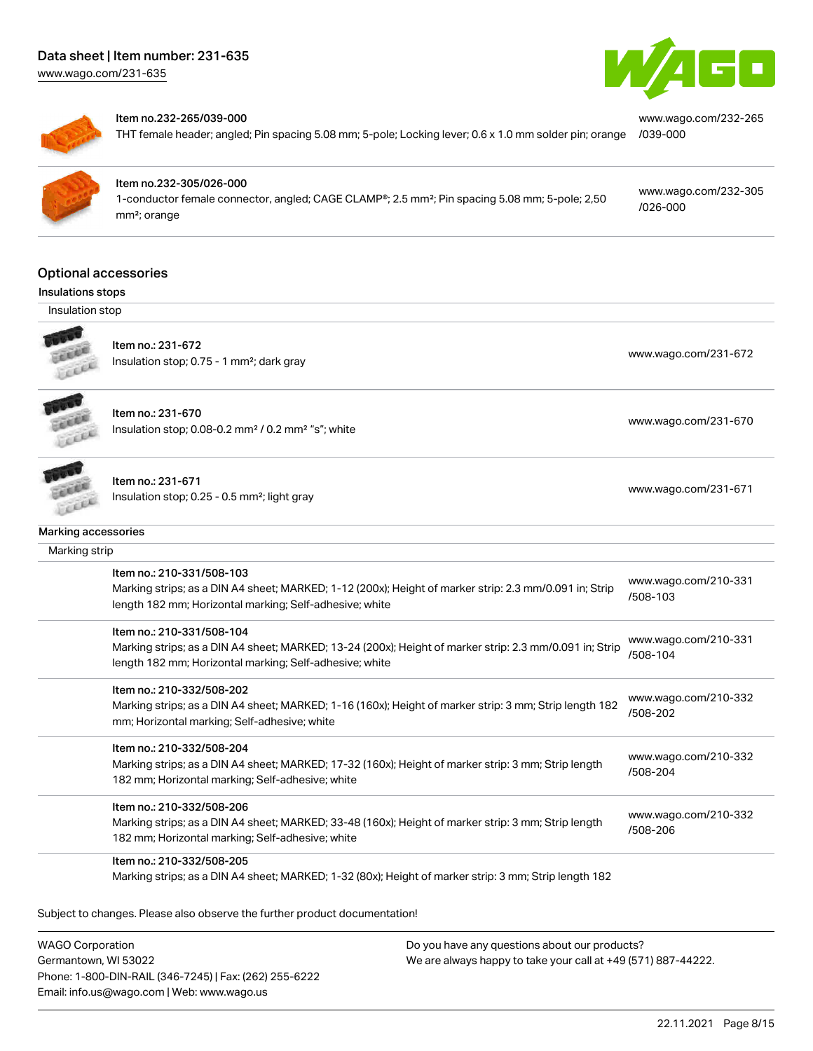Item no.232-265/039-000
THT female header; angled; Pin spacing 5.08 mm; 5-pole; Locking lever; 0.6 x 1.0 mm solder pin; orange

www.wago.com/232-265/039-000

Item no.232-305/026-000
1-conductor female connector, angled; CAGE CLAMP®; 2.5 mm²; Pin spacing 5.08 mm; 5-pole; 2,50 mm²; orange

www.wago.com/232-305/026-000

## Optional accessories

### Insulations stops

Insulation stop

| | |
|---|---|
| Item no.: 231-672<br>Insulation stop; 0.75 - 1 mm²; dark gray | www.wago.com/231-672 |
| Item no.: 231-670<br>Insulation stop; 0.08-0.2 mm² / 0.2 mm² "s"; white | www.wago.com/231-670 |
| Item no.: 231-671<br>Insulation stop; 0.25 - 0.5 mm²; light gray | www.wago.com/231-671 |

### Marking accessories

Marking strip

| | |
|---|---|
| Item no.: 210-331/508-103<br>Marking strips; as a DIN A4 sheet; MARKED; 1-12 (200x); Height of marker strip: 2.3 mm/0.091 in; Strip length 182 mm; Horizontal marking; Self-adhesive; white | www.wago.com/210-331/508-103 |
| Item no.: 210-331/508-104<br>Marking strips; as a DIN A4 sheet; MARKED; 13-24 (200x); Height of marker strip: 2.3 mm/0.091 in; Strip length 182 mm; Horizontal marking; Self-adhesive; white | www.wago.com/210-331/508-104 |
| Item no.: 210-332/508-202<br>Marking strips; as a DIN A4 sheet; MARKED; 1-16 (160x); Height of marker strip: 3 mm; Strip length 182 mm; Horizontal marking; Self-adhesive; white | www.wago.com/210-332/508-202 |
| Item no.: 210-332/508-204<br>Marking strips; as a DIN A4 sheet; MARKED; 17-32 (160x); Height of marker strip: 3 mm; Strip length 182 mm; Horizontal marking; Self-adhesive; white | www.wago.com/210-332/508-204 |
| Item no.: 210-332/508-206<br>Marking strips; as a DIN A4 sheet; MARKED; 33-48 (160x); Height of marker strip: 3 mm; Strip length 182 mm; Horizontal marking; Self-adhesive; white | www.wago.com/210-332/508-206 |
| Item no.: 210-332/508-205<br>Marking strips; as a DIN A4 sheet; MARKED; 1-32 (80x); Height of marker strip: 3 mm; Strip length 182 | |

Subject to changes. Please also observe the further product documentation!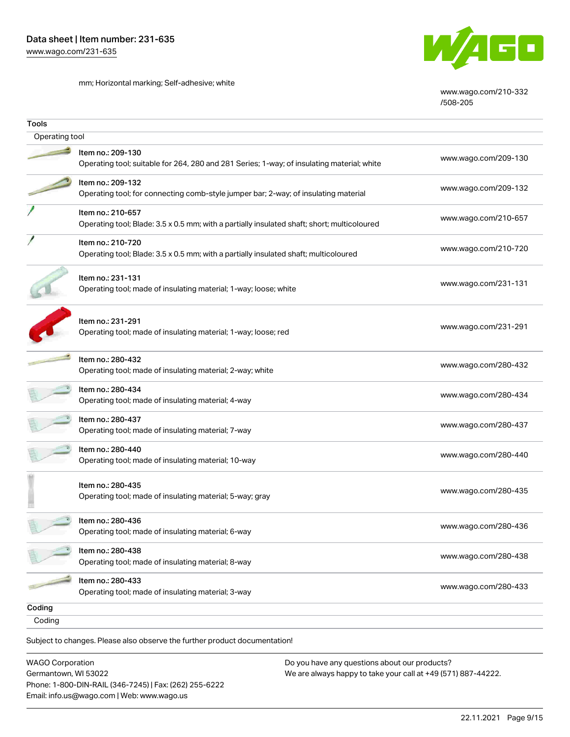mm; Horizontal marking; Self-adhesive; white

www.wago.com/210-332/508-205

## Tools

### Operating tool

| Item | Link |
|---|---|
| Item no.: 209-130<br>Operating tool; suitable for 264, 280 and 281 Series; 1-way; of insulating material; white | www.wago.com/209-130 |
| Item no.: 209-132<br>Operating tool; for connecting comb-style jumper bar; 2-way; of insulating material | www.wago.com/209-132 |
| Item no.: 210-657<br>Operating tool; Blade: 3.5 x 0.5 mm; with a partially insulated shaft; short; multicoloured | www.wago.com/210-657 |
| Item no.: 210-720<br>Operating tool; Blade: 3.5 x 0.5 mm; with a partially insulated shaft; multicoloured | www.wago.com/210-720 |
| Item no.: 231-131<br>Operating tool; made of insulating material; 1-way; loose; white | www.wago.com/231-131 |
| Item no.: 231-291<br>Operating tool; made of insulating material; 1-way; loose; red | www.wago.com/231-291 |
| Item no.: 280-432<br>Operating tool; made of insulating material; 2-way; white | www.wago.com/280-432 |
| Item no.: 280-434<br>Operating tool; made of insulating material; 4-way | www.wago.com/280-434 |
| Item no.: 280-437<br>Operating tool; made of insulating material; 7-way | www.wago.com/280-437 |
| Item no.: 280-440<br>Operating tool; made of insulating material; 10-way | www.wago.com/280-440 |
| Item no.: 280-435<br>Operating tool; made of insulating material; 5-way; gray | www.wago.com/280-435 |
| Item no.: 280-436<br>Operating tool; made of insulating material; 6-way | www.wago.com/280-436 |
| Item no.: 280-438<br>Operating tool; made of insulating material; 8-way | www.wago.com/280-438 |
| Item no.: 280-433<br>Operating tool; made of insulating material; 3-way | www.wago.com/280-433 |

## Coding

### Coding

Subject to changes. Please also observe the further product documentation!

WAGO Corporation
Germantown, WI 53022
Phone: 1-800-DIN-RAIL (346-7245) | Fax: (262) 255-6222
Email: info.us@wago.com | Web: www.wago.us

Do you have any questions about our products?
We are always happy to take your call at +49 (571) 887-44222.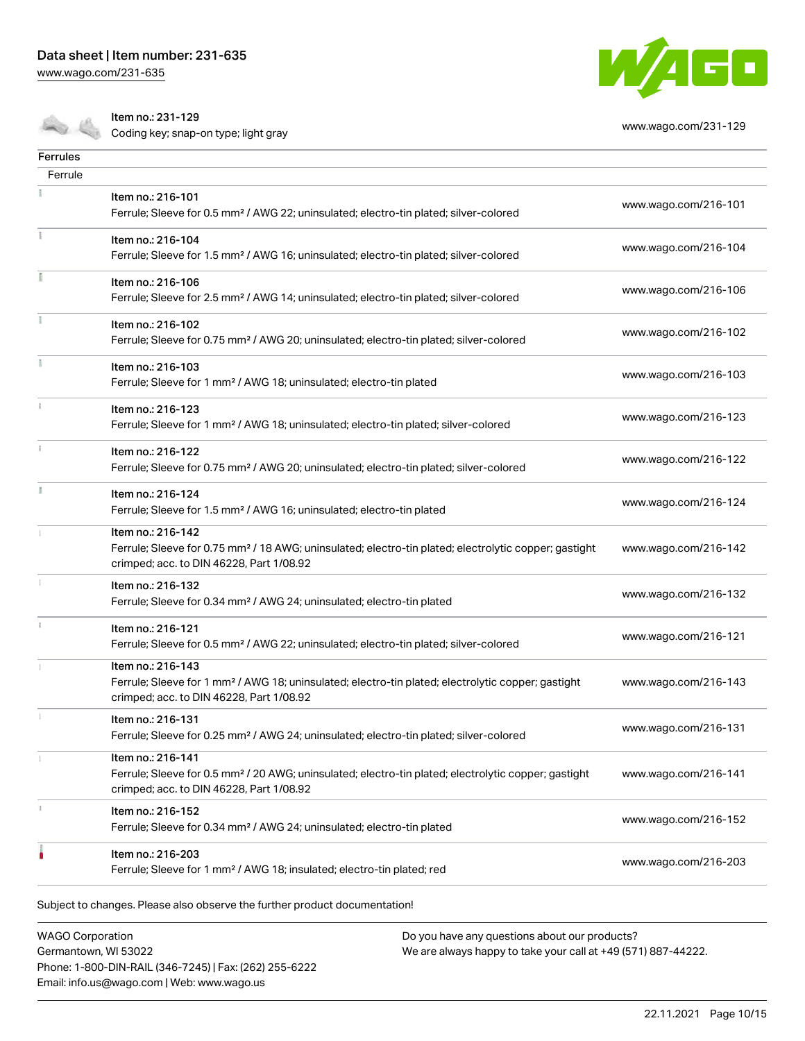| | Item no.: 231-129<br>Coding key; snap-on type; light gray | www.wago.com/231-129 |
|---|---|---|

**Ferrules**

Ferrule

| | | |
|---|---|---|
| | Item no.: 216-101<br>Ferrule; Sleeve for 0.5 mm² / AWG 22; uninsulated; electro-tin plated; silver-colored | www.wago.com/216-101 |
| | Item no.: 216-104<br>Ferrule; Sleeve for 1.5 mm² / AWG 16; uninsulated; electro-tin plated; silver-colored | www.wago.com/216-104 |
| | Item no.: 216-106<br>Ferrule; Sleeve for 2.5 mm² / AWG 14; uninsulated; electro-tin plated; silver-colored | www.wago.com/216-106 |
| | Item no.: 216-102<br>Ferrule; Sleeve for 0.75 mm² / AWG 20; uninsulated; electro-tin plated; silver-colored | www.wago.com/216-102 |
| | Item no.: 216-103<br>Ferrule; Sleeve for 1 mm² / AWG 18; uninsulated; electro-tin plated | www.wago.com/216-103 |
| | Item no.: 216-123<br>Ferrule; Sleeve for 1 mm² / AWG 18; uninsulated; electro-tin plated; silver-colored | www.wago.com/216-123 |
| | Item no.: 216-122<br>Ferrule; Sleeve for 0.75 mm² / AWG 20; uninsulated; electro-tin plated; silver-colored | www.wago.com/216-122 |
| | Item no.: 216-124<br>Ferrule; Sleeve for 1.5 mm² / AWG 16; uninsulated; electro-tin plated | www.wago.com/216-124 |
| | Item no.: 216-142<br>Ferrule; Sleeve for 0.75 mm² / 18 AWG; uninsulated; electro-tin plated; electrolytic copper; gastight crimped; acc. to DIN 46228, Part 1/08.92 | www.wago.com/216-142 |
| | Item no.: 216-132<br>Ferrule; Sleeve for 0.34 mm² / AWG 24; uninsulated; electro-tin plated | www.wago.com/216-132 |
| | Item no.: 216-121<br>Ferrule; Sleeve for 0.5 mm² / AWG 22; uninsulated; electro-tin plated; silver-colored | www.wago.com/216-121 |
| | Item no.: 216-143<br>Ferrule; Sleeve for 1 mm² / AWG 18; uninsulated; electro-tin plated; electrolytic copper; gastight crimped; acc. to DIN 46228, Part 1/08.92 | www.wago.com/216-143 |
| | Item no.: 216-131<br>Ferrule; Sleeve for 0.25 mm² / AWG 24; uninsulated; electro-tin plated; silver-colored | www.wago.com/216-131 |
| | Item no.: 216-141<br>Ferrule; Sleeve for 0.5 mm² / 20 AWG; uninsulated; electro-tin plated; electrolytic copper; gastight crimped; acc. to DIN 46228, Part 1/08.92 | www.wago.com/216-141 |
| | Item no.: 216-152<br>Ferrule; Sleeve for 0.34 mm² / AWG 24; uninsulated; electro-tin plated | www.wago.com/216-152 |
| | Item no.: 216-203<br>Ferrule; Sleeve for 1 mm² / AWG 18; insulated; electro-tin plated; red | www.wago.com/216-203 |

Subject to changes. Please also observe the further product documentation!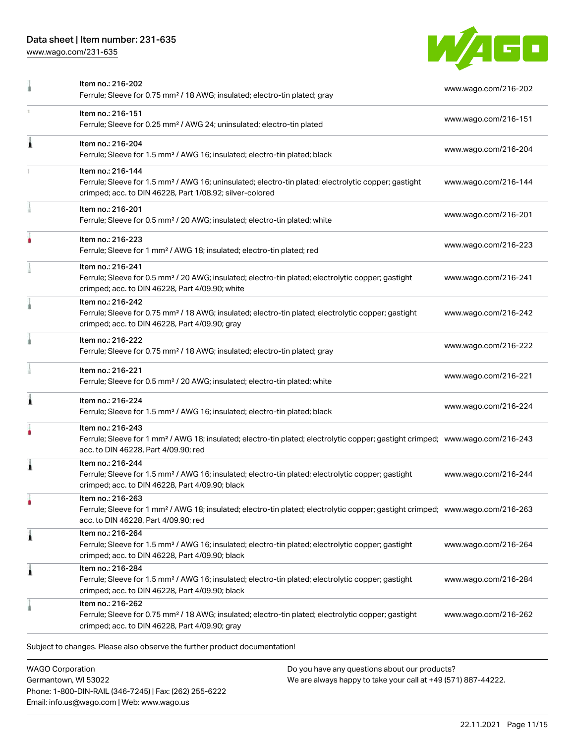| Item | Link |
| --- | --- |
| Item no.: 216-202<br>Ferrule; Sleeve for 0.75 mm² / 18 AWG; insulated; electro-tin plated; gray | www.wago.com/216-202 |
| Item no.: 216-151<br>Ferrule; Sleeve for 0.25 mm² / AWG 24; uninsulated; electro-tin plated | www.wago.com/216-151 |
| Item no.: 216-204<br>Ferrule; Sleeve for 1.5 mm² / AWG 16; insulated; electro-tin plated; black | www.wago.com/216-204 |
| Item no.: 216-144<br>Ferrule; Sleeve for 1.5 mm² / AWG 16; uninsulated; electro-tin plated; electrolytic copper; gastight crimped; acc. to DIN 46228, Part 1/08.92; silver-colored | www.wago.com/216-144 |
| Item no.: 216-201<br>Ferrule; Sleeve for 0.5 mm² / 20 AWG; insulated; electro-tin plated; white | www.wago.com/216-201 |
| Item no.: 216-223<br>Ferrule; Sleeve for 1 mm² / AWG 18; insulated; electro-tin plated; red | www.wago.com/216-223 |
| Item no.: 216-241<br>Ferrule; Sleeve for 0.5 mm² / 20 AWG; insulated; electro-tin plated; electrolytic copper; gastight crimped; acc. to DIN 46228, Part 4/09.90; white | www.wago.com/216-241 |
| Item no.: 216-242<br>Ferrule; Sleeve for 0.75 mm² / 18 AWG; insulated; electro-tin plated; electrolytic copper; gastight crimped; acc. to DIN 46228, Part 4/09.90; gray | www.wago.com/216-242 |
| Item no.: 216-222<br>Ferrule; Sleeve for 0.75 mm² / 18 AWG; insulated; electro-tin plated; gray | www.wago.com/216-222 |
| Item no.: 216-221<br>Ferrule; Sleeve for 0.5 mm² / 20 AWG; insulated; electro-tin plated; white | www.wago.com/216-221 |
| Item no.: 216-224<br>Ferrule; Sleeve for 1.5 mm² / AWG 16; insulated; electro-tin plated; black | www.wago.com/216-224 |
| Item no.: 216-243<br>Ferrule; Sleeve for 1 mm² / AWG 18; insulated; electro-tin plated; electrolytic copper; gastight crimped; acc. to DIN 46228, Part 4/09.90; red | www.wago.com/216-243 |
| Item no.: 216-244<br>Ferrule; Sleeve for 1.5 mm² / AWG 16; insulated; electro-tin plated; electrolytic copper; gastight crimped; acc. to DIN 46228, Part 4/09.90; black | www.wago.com/216-244 |
| Item no.: 216-263<br>Ferrule; Sleeve for 1 mm² / AWG 18; insulated; electro-tin plated; electrolytic copper; gastight crimped; acc. to DIN 46228, Part 4/09.90; red | www.wago.com/216-263 |
| Item no.: 216-264<br>Ferrule; Sleeve for 1.5 mm² / AWG 16; insulated; electro-tin plated; electrolytic copper; gastight crimped; acc. to DIN 46228, Part 4/09.90; black | www.wago.com/216-264 |
| Item no.: 216-284<br>Ferrule; Sleeve for 1.5 mm² / AWG 16; insulated; electro-tin plated; electrolytic copper; gastight crimped; acc. to DIN 46228, Part 4/09.90; black | www.wago.com/216-284 |
| Item no.: 216-262<br>Ferrule; Sleeve for 0.75 mm² / 18 AWG; insulated; electro-tin plated; electrolytic copper; gastight crimped; acc. to DIN 46228, Part 4/09.90; gray | www.wago.com/216-262 |

Subject to changes. Please also observe the further product documentation!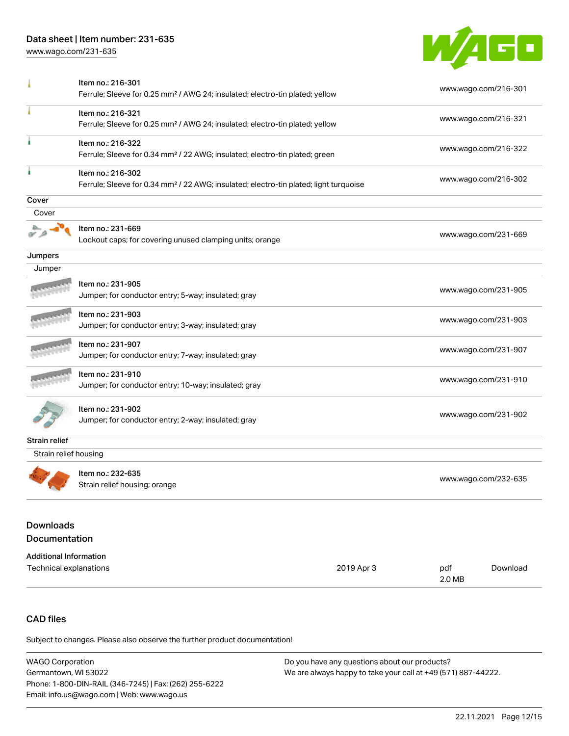| | | |
|---|---|---|
| | Item no.: 216-301<br>Ferrule; Sleeve for 0.25 mm² / AWG 24; insulated; electro-tin plated; yellow | www.wago.com/216-301 |
| | Item no.: 216-321<br>Ferrule; Sleeve for 0.25 mm² / AWG 24; insulated; electro-tin plated; yellow | www.wago.com/216-321 |
| | Item no.: 216-322<br>Ferrule; Sleeve for 0.34 mm² / 22 AWG; insulated; electro-tin plated; green | www.wago.com/216-322 |
| | Item no.: 216-302<br>Ferrule; Sleeve for 0.34 mm² / 22 AWG; insulated; electro-tin plated; light turquoise | www.wago.com/216-302 |

**Cover**

Cover

| | | |
|---|---|---|
| | Item no.: 231-669<br>Lockout caps; for covering unused clamping units; orange | www.wago.com/231-669 |

**Jumpers**

Jumper

| | | |
|---|---|---|
| | Item no.: 231-905<br>Jumper; for conductor entry; 5-way; insulated; gray | www.wago.com/231-905 |
| | Item no.: 231-903<br>Jumper; for conductor entry; 3-way; insulated; gray | www.wago.com/231-903 |
| | Item no.: 231-907<br>Jumper; for conductor entry; 7-way; insulated; gray | www.wago.com/231-907 |
| | Item no.: 231-910<br>Jumper; for conductor entry; 10-way; insulated; gray | www.wago.com/231-910 |
| | Item no.: 231-902<br>Jumper; for conductor entry; 2-way; insulated; gray | www.wago.com/231-902 |

**Strain relief**

Strain relief housing

| | | |
|---|---|---|
| | Item no.: 232-635<br>Strain relief housing; orange | www.wago.com/232-635 |

## Downloads

## Documentation

**Additional Information**

| | | | |
|---|---|---|---|
| Technical explanations | 2019 Apr 3 | pdf<br>2.0 MB | Download |

## CAD files

Subject to changes. Please also observe the further product documentation!

WAGO Corporation
Germantown, WI 53022
Phone: 1-800-DIN-RAIL (346-7245) | Fax: (262) 255-6222
Email: info.us@wago.com | Web: www.wago.us

Do you have any questions about our products?
We are always happy to take your call at +49 (571) 887-44222.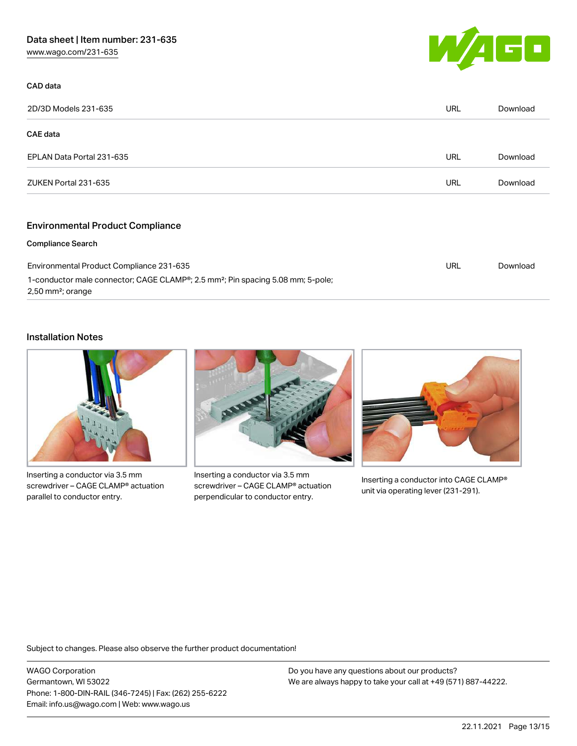### CAD data

| | | |
|---|---|---|
| 2D/3D Models 231-635 | URL | Download |

### CAE data

| | | |
|---|---|---|
| EPLAN Data Portal 231-635 | URL | Download |
| ZUKEN Portal 231-635 | URL | Download |

## Environmental Product Compliance

### Compliance Search

| | | |
|---|---|---|
| Environmental Product Compliance 231-635<br>1-conductor male connector; CAGE CLAMP®; 2.5 mm²; Pin spacing 5.08 mm; 5-pole; 2,50 mm²; orange | URL | Download |

## Installation Notes

Inserting a conductor via 3.5 mm screwdriver – CAGE CLAMP® actuation parallel to conductor entry.

Inserting a conductor via 3.5 mm screwdriver – CAGE CLAMP® actuation perpendicular to conductor entry.

Inserting a conductor into CAGE CLAMP® unit via operating lever (231-291).

Subject to changes. Please also observe the further product documentation!

WAGO Corporation
Germantown, WI 53022
Phone: 1-800-DIN-RAIL (346-7245) | Fax: (262) 255-6222
Email: info.us@wago.com | Web: www.wago.us

Do you have any questions about our products?
We are always happy to take your call at +49 (571) 887-44222.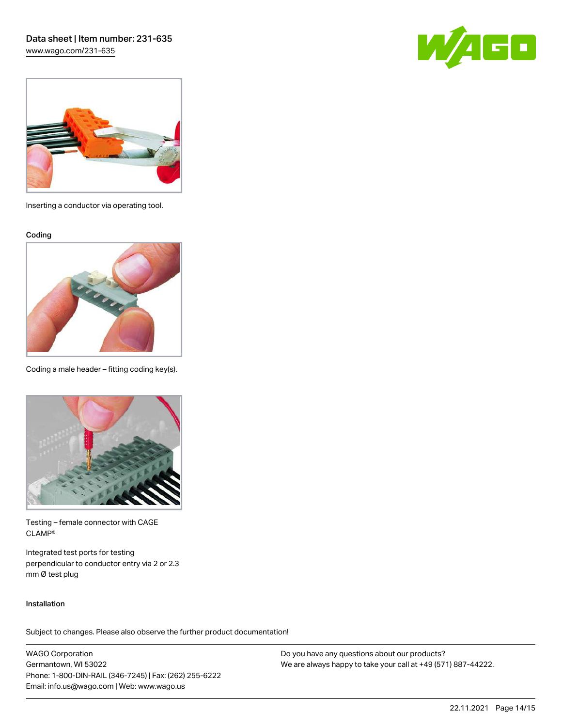Inserting a conductor via operating tool.

### Coding

Coding a male header – fitting coding key(s).

Testing – female connector with CAGE CLAMP®

Integrated test ports for testing perpendicular to conductor entry via 2 or 2.3 mm Ø test plug

### Installation

Subject to changes. Please also observe the further product documentation!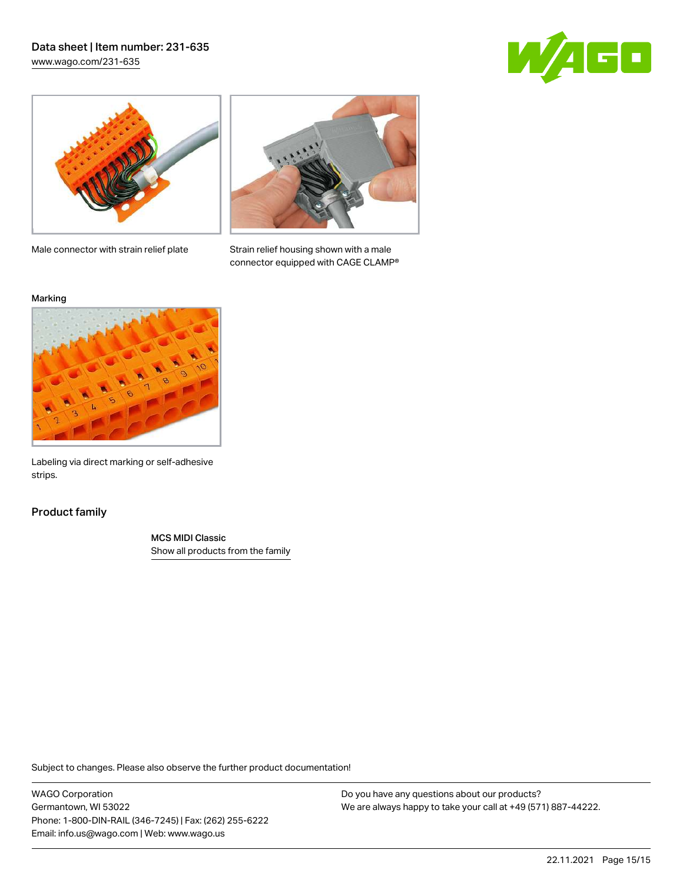Male connector with strain relief plate

Strain relief housing shown with a male connector equipped with CAGE CLAMP®

Marking

Labeling via direct marking or self-adhesive strips.

## Product family

MCS MIDI Classic
Show all products from the family

Subject to changes. Please also observe the further product documentation!

WAGO Corporation
Germantown, WI 53022
Phone: 1-800-DIN-RAIL (346-7245) | Fax: (262) 255-6222
Email: info.us@wago.com | Web: www.wago.us

Do you have any questions about our products?
We are always happy to take your call at +49 (571) 887-44222.